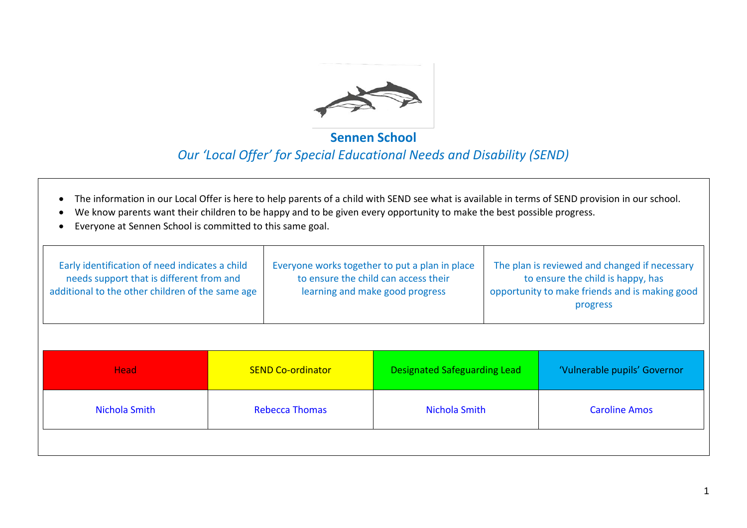# Sennen School

*Our 'Local Offer' for Special Educational Needs and Disability (SEND)*

- The information in our Local Offer is here to help parents of a child with SEND see what is available in terms of SEND provision in our school.
- We know parents want their children to be happy and to be given every opportunity to make the best possible progress.
- Everyone at Sennen School is committed to this same goal.

| Early identification of need indicates a child needs support that is different from and additional to the other children of the same age | Everyone works together to put a plan in place to ensure the child can access their learning and make good progress | The plan is reviewed and changed if necessary to ensure the child is happy, has opportunity to make friends and is making good progress |
|---|---|---|

| Head | SEND Co-ordinator | Designated Safeguarding Lead | 'Vulnerable pupils' Governor |
|---|---|---|---|
| Nichola Smith | Rebecca Thomas | Nichola Smith | Caroline Amos |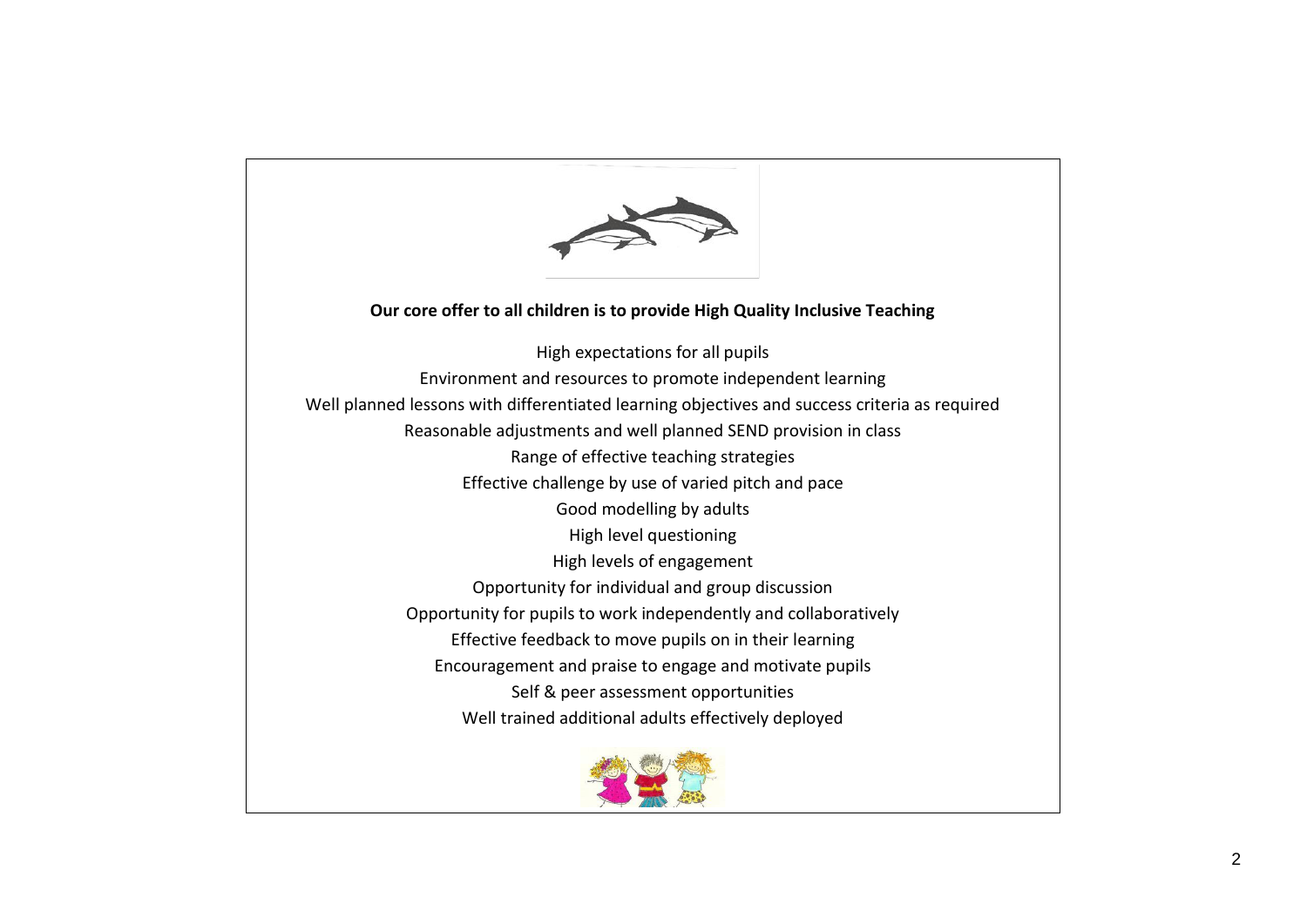**Our core offer to all children is to provide High Quality Inclusive Teaching**

High expectations for all pupils

Environment and resources to promote independent learning

Well planned lessons with differentiated learning objectives and success criteria as required

Reasonable adjustments and well planned SEND provision in class

Range of effective teaching strategies

Effective challenge by use of varied pitch and pace

Good modelling by adults

High level questioning

High levels of engagement

Opportunity for individual and group discussion

Opportunity for pupils to work independently and collaboratively

Effective feedback to move pupils on in their learning

Encouragement and praise to engage and motivate pupils

Self & peer assessment opportunities

Well trained additional adults effectively deployed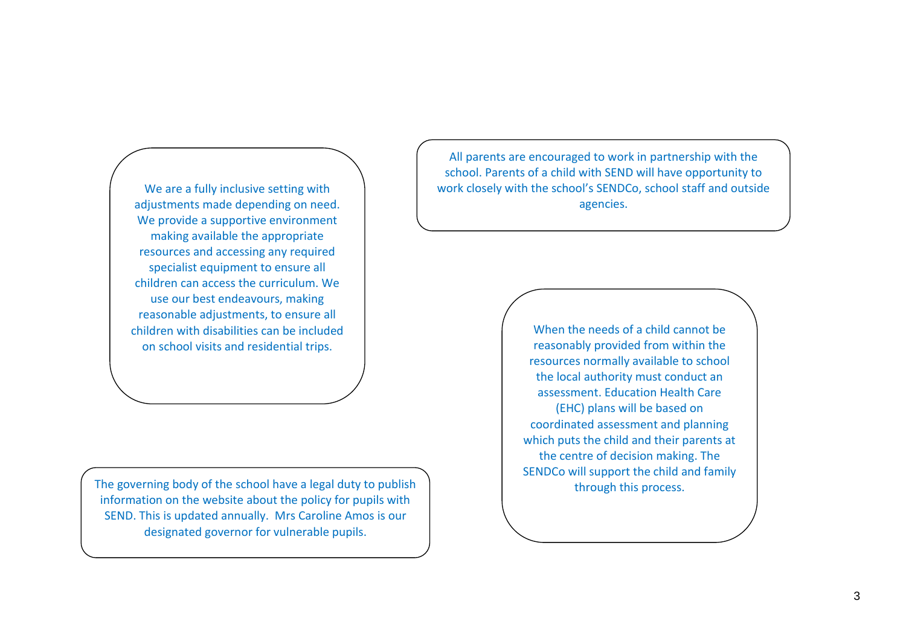We are a fully inclusive setting with adjustments made depending on need. We provide a supportive environment making available the appropriate resources and accessing any required specialist equipment to ensure all children can access the curriculum. We use our best endeavours, making reasonable adjustments, to ensure all children with disabilities can be included on school visits and residential trips.

All parents are encouraged to work in partnership with the school. Parents of a child with SEND will have opportunity to work closely with the school's SENDCo, school staff and outside agencies.

When the needs of a child cannot be reasonably provided from within the resources normally available to school the local authority must conduct an assessment. Education Health Care (EHC) plans will be based on coordinated assessment and planning which puts the child and their parents at the centre of decision making. The SENDCo will support the child and family through this process.

The governing body of the school have a legal duty to publish information on the website about the policy for pupils with SEND. This is updated annually. Mrs Caroline Amos is our designated governor for vulnerable pupils.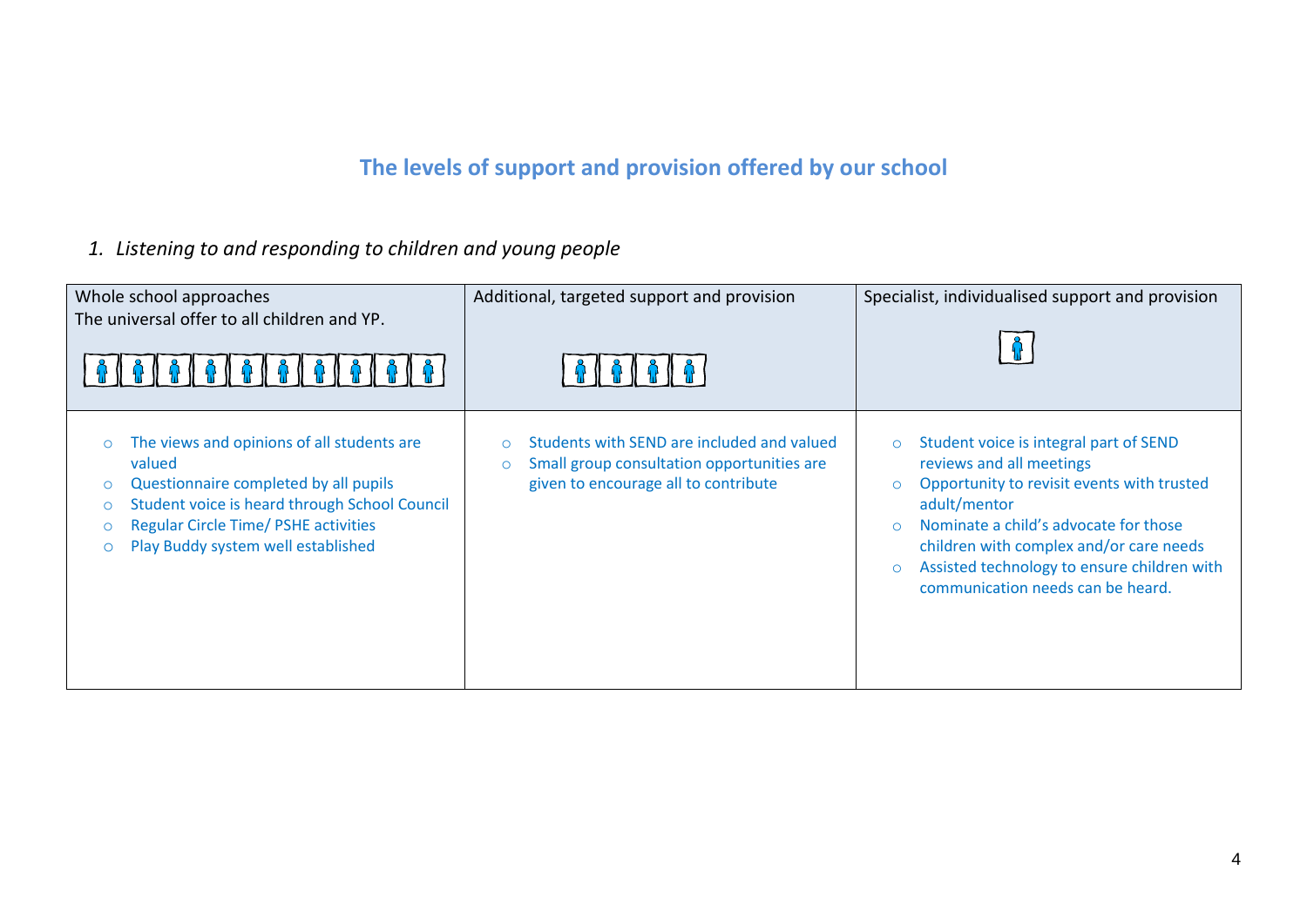## The levels of support and provision offered by our school

*1. Listening to and responding to children and young people*

| Whole school approaches<br>The universal offer to all children and YP. | Additional, targeted support and provision | Specialist, individualised support and provision |
| --- | --- | --- |
| ○ The views and opinions of all students are valued<br>○ Questionnaire completed by all pupils<br>○ Student voice is heard through School Council<br>○ Regular Circle Time/ PSHE activities<br>○ Play Buddy system well established | ○ Students with SEND are included and valued<br>○ Small group consultation opportunities are given to encourage all to contribute | ○ Student voice is integral part of SEND reviews and all meetings<br>○ Opportunity to revisit events with trusted adult/mentor<br>○ Nominate a child's advocate for those children with complex and/or care needs<br>○ Assisted technology to ensure children with communication needs can be heard. |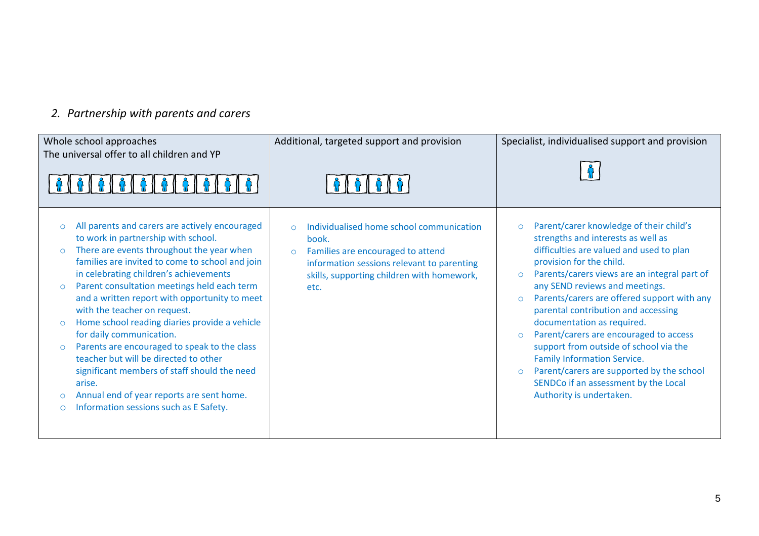*2. Partnership with parents and carers*

| Whole school approaches<br>The universal offer to all children and YP | Additional, targeted support and provision | Specialist, individualised support and provision |
| --- | --- | --- |
| ○ All parents and carers are actively encouraged to work in partnership with school.<br>○ There are events throughout the year when families are invited to come to school and join in celebrating children's achievements<br>○ Parent consultation meetings held each term and a written report with opportunity to meet with the teacher on request.<br>○ Home school reading diaries provide a vehicle for daily communication.<br>○ Parents are encouraged to speak to the class teacher but will be directed to other significant members of staff should the need arise.<br>○ Annual end of year reports are sent home.<br>○ Information sessions such as E Safety. | ○ Individualised home school communication book.<br>○ Families are encouraged to attend information sessions relevant to parenting skills, supporting children with homework, etc. | ○ Parent/carer knowledge of their child's strengths and interests as well as difficulties are valued and used to plan provision for the child.<br>○ Parents/carers views are an integral part of any SEND reviews and meetings.<br>○ Parents/carers are offered support with any parental contribution and accessing documentation as required.<br>○ Parent/carers are encouraged to access support from outside of school via the Family Information Service.<br>○ Parent/carers are supported by the school SENDCo if an assessment by the Local Authority is undertaken. |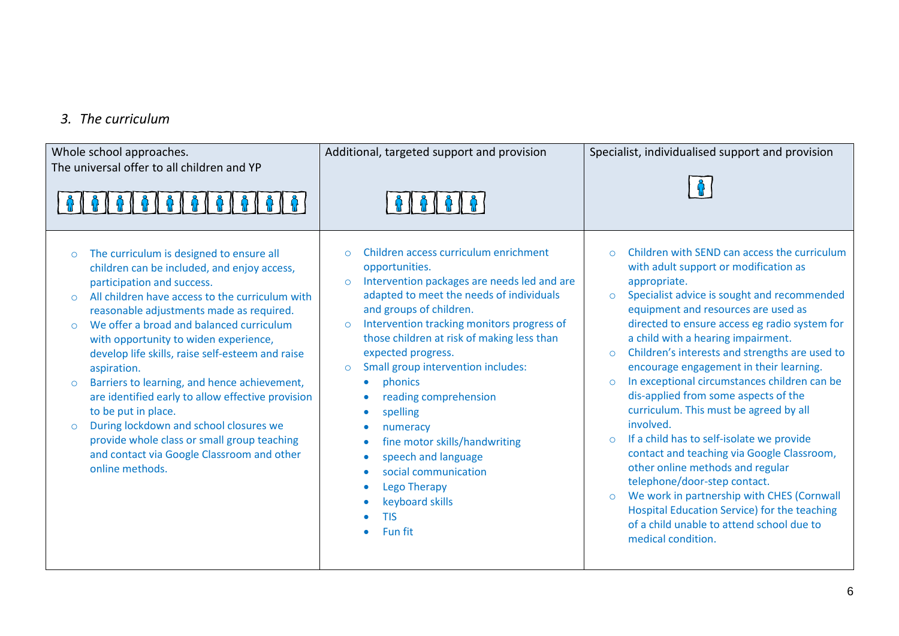### *3. The curriculum*

| Whole school approaches.<br>The universal offer to all children and YP | Additional, targeted support and provision | Specialist, individualised support and provision |
|---|---|---|
| ○ The curriculum is designed to ensure all children can be included, and enjoy access, participation and success.<br>○ All children have access to the curriculum with reasonable adjustments made as required.<br>○ We offer a broad and balanced curriculum with opportunity to widen experience, develop life skills, raise self-esteem and raise aspiration.<br>○ Barriers to learning, and hence achievement, are identified early to allow effective provision to be put in place.<br>○ During lockdown and school closures we provide whole class or small group teaching and contact via Google Classroom and other online methods. | ○ Children access curriculum enrichment opportunities.<br>○ Intervention packages are needs led and are adapted to meet the needs of individuals and groups of children.<br>○ Intervention tracking monitors progress of those children at risk of making less than expected progress.<br>○ Small group intervention includes:<br>• phonics<br>• reading comprehension<br>• spelling<br>• numeracy<br>• fine motor skills/handwriting<br>• speech and language<br>• social communication<br>• Lego Therapy<br>• keyboard skills<br>• TIS<br>• Fun fit | ○ Children with SEND can access the curriculum with adult support or modification as appropriate.<br>○ Specialist advice is sought and recommended equipment and resources are used as directed to ensure access eg radio system for a child with a hearing impairment.<br>○ Children's interests and strengths are used to encourage engagement in their learning.<br>○ In exceptional circumstances children can be dis-applied from some aspects of the curriculum. This must be agreed by all involved.<br>○ If a child has to self-isolate we provide contact and teaching via Google Classroom, other online methods and regular telephone/door-step contact.<br>○ We work in partnership with CHES (Cornwall Hospital Education Service) for the teaching of a child unable to attend school due to medical condition. |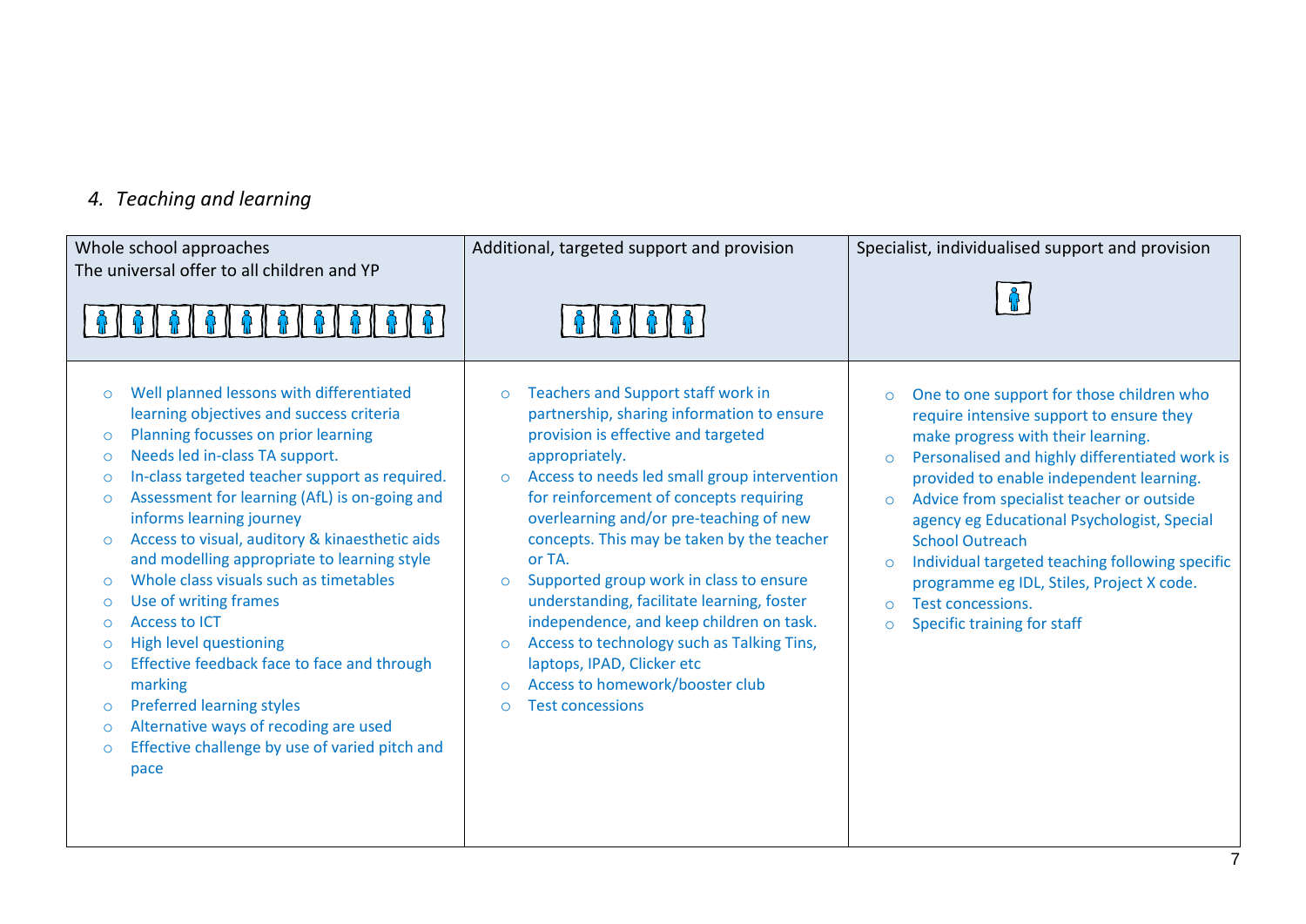## *4. Teaching and learning*

| Whole school approaches<br>The universal offer to all children and YP | Additional, targeted support and provision | Specialist, individualised support and provision |
|---|---|---|
| ○ Well planned lessons with differentiated learning objectives and success criteria<br>○ Planning focusses on prior learning<br>○ Needs led in-class TA support.<br>○ In-class targeted teacher support as required.<br>○ Assessment for learning (AfL) is on-going and informs learning journey<br>○ Access to visual, auditory & kinaesthetic aids and modelling appropriate to learning style<br>○ Whole class visuals such as timetables<br>○ Use of writing frames<br>○ Access to ICT<br>○ High level questioning<br>○ Effective feedback face to face and through marking<br>○ Preferred learning styles<br>○ Alternative ways of recoding are used<br>○ Effective challenge by use of varied pitch and pace | ○ Teachers and Support staff work in partnership, sharing information to ensure provision is effective and targeted appropriately.<br>○ Access to needs led small group intervention for reinforcement of concepts requiring overlearning and/or pre-teaching of new concepts. This may be taken by the teacher or TA.<br>○ Supported group work in class to ensure understanding, facilitate learning, foster independence, and keep children on task.<br>○ Access to technology such as Talking Tins, laptops, IPAD, Clicker etc<br>○ Access to homework/booster club<br>○ Test concessions | ○ One to one support for those children who require intensive support to ensure they make progress with their learning.<br>○ Personalised and highly differentiated work is provided to enable independent learning.<br>○ Advice from specialist teacher or outside agency eg Educational Psychologist, Special School Outreach<br>○ Individual targeted teaching following specific programme eg IDL, Stiles, Project X code.<br>○ Test concessions.<br>○ Specific training for staff |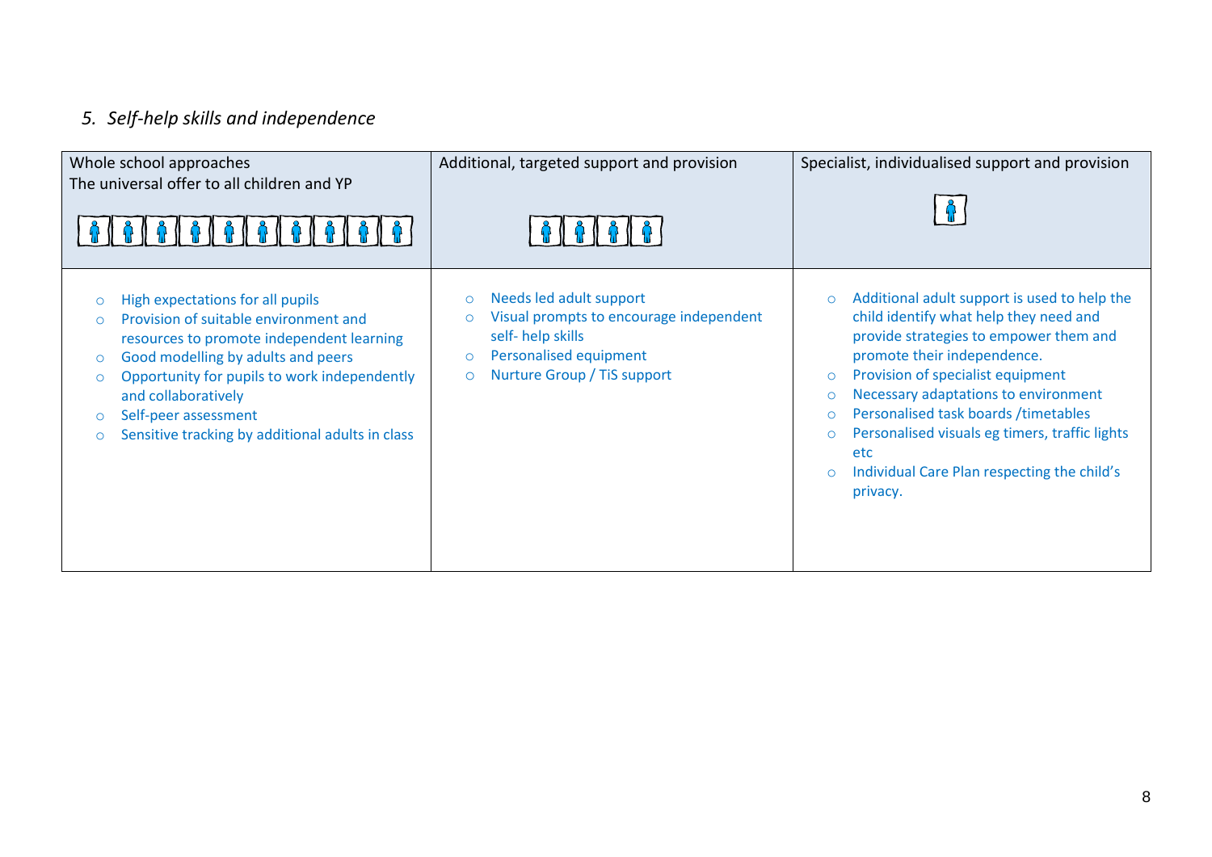### *5. Self-help skills and independence*

| Whole school approaches<br>The universal offer to all children and YP | Additional, targeted support and provision | Specialist, individualised support and provision |
|---|---|---|
| ○ High expectations for all pupils<br>○ Provision of suitable environment and resources to promote independent learning<br>○ Good modelling by adults and peers<br>○ Opportunity for pupils to work independently and collaboratively<br>○ Self-peer assessment<br>○ Sensitive tracking by additional adults in class | ○ Needs led adult support<br>○ Visual prompts to encourage independent self- help skills<br>○ Personalised equipment<br>○ Nurture Group / TiS support | ○ Additional adult support is used to help the child identify what help they need and provide strategies to empower them and promote their independence.<br>○ Provision of specialist equipment<br>○ Necessary adaptations to environment<br>○ Personalised task boards /timetables<br>○ Personalised visuals eg timers, traffic lights etc<br>○ Individual Care Plan respecting the child's privacy. |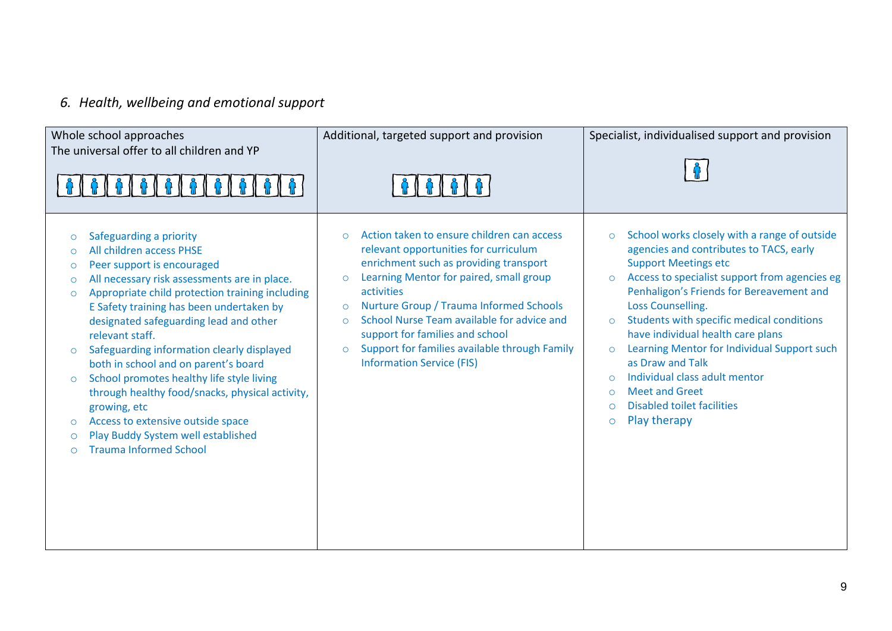### *6. Health, wellbeing and emotional support*

| Whole school approaches<br>The universal offer to all children and YP | Additional, targeted support and provision | Specialist, individualised support and provision |
|---|---|---|
| ○ Safeguarding a priority<br>○ All children access PHSE<br>○ Peer support is encouraged<br>○ All necessary risk assessments are in place.<br>○ Appropriate child protection training including E Safety training has been undertaken by designated safeguarding lead and other relevant staff.<br>○ Safeguarding information clearly displayed both in school and on parent's board<br>○ School promotes healthy life style living through healthy food/snacks, physical activity, growing, etc<br>○ Access to extensive outside space<br>○ Play Buddy System well established<br>○ Trauma Informed School | ○ Action taken to ensure children can access relevant opportunities for curriculum enrichment such as providing transport<br>○ Learning Mentor for paired, small group activities<br>○ Nurture Group / Trauma Informed Schools<br>○ School Nurse Team available for advice and support for families and school<br>○ Support for families available through Family Information Service (FIS) | ○ School works closely with a range of outside agencies and contributes to TACS, early Support Meetings etc<br>○ Access to specialist support from agencies eg Penhaligon's Friends for Bereavement and Loss Counselling.<br>○ Students with specific medical conditions have individual health care plans<br>○ Learning Mentor for Individual Support such as Draw and Talk<br>○ Individual class adult mentor<br>○ Meet and Greet<br>○ Disabled toilet facilities<br>○ Play therapy |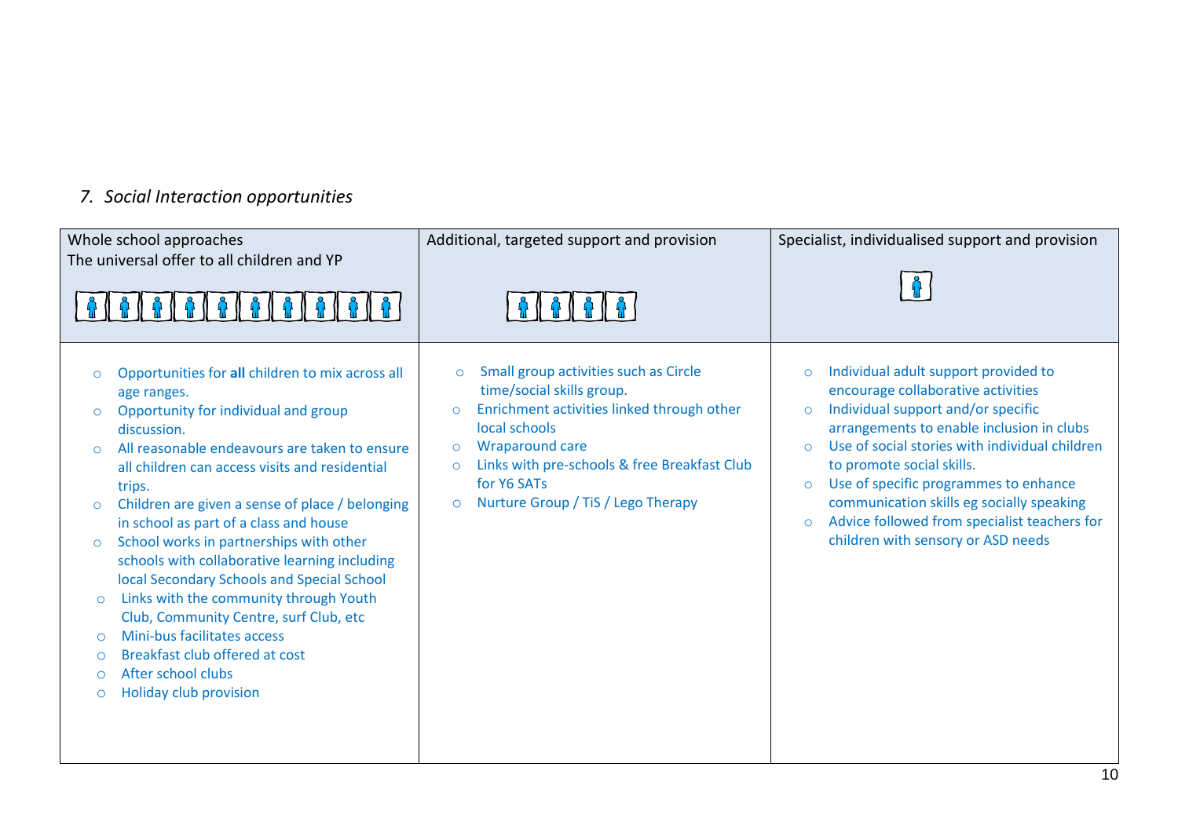## *7. Social Interaction opportunities*

| Whole school approaches<br>The universal offer to all children and YP | Additional, targeted support and provision | Specialist, individualised support and provision |
|---|---|---|
| ○ Opportunities for **all** children to mix across all age ranges.<br>○ Opportunity for individual and group discussion.<br>○ All reasonable endeavours are taken to ensure all children can access visits and residential trips.<br>○ Children are given a sense of place / belonging in school as part of a class and house<br>○ School works in partnerships with other schools with collaborative learning including local Secondary Schools and Special School<br>○ Links with the community through Youth Club, Community Centre, surf Club, etc<br>○ Mini-bus facilitates access<br>○ Breakfast club offered at cost<br>○ After school clubs<br>○ Holiday club provision | ○ Small group activities such as Circle time/social skills group.<br>○ Enrichment activities linked through other local schools<br>○ Wraparound care<br>○ Links with pre-schools & free Breakfast Club for Y6 SATs<br>○ Nurture Group / TiS / Lego Therapy | ○ Individual adult support provided to encourage collaborative activities<br>○ Individual support and/or specific arrangements to enable inclusion in clubs<br>○ Use of social stories with individual children to promote social skills.<br>○ Use of specific programmes to enhance communication skills eg socially speaking<br>○ Advice followed from specialist teachers for children with sensory or ASD needs |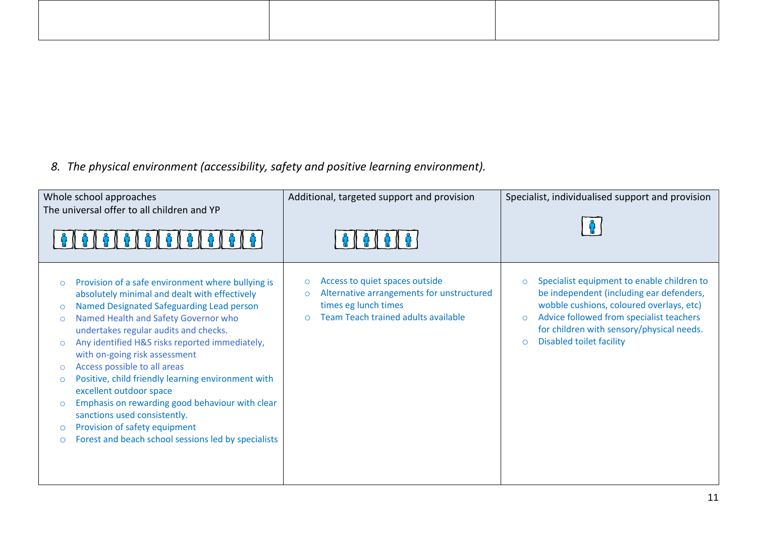| | | |
|---|---|---|
| | | |

*8. The physical environment (accessibility, safety and positive learning environment).*

| Whole school approaches<br>The universal offer to all children and YP | Additional, targeted support and provision | Specialist, individualised support and provision |
|---|---|---|
| <ul><li>Provision of a safe environment where bullying is absolutely minimal and dealt with effectively</li><li>Named Designated Safeguarding Lead person</li><li>Named Health and Safety Governor who undertakes regular audits and checks.</li><li>Any identified H&S risks reported immediately, with on-going risk assessment</li><li>Access possible to all areas</li><li>Positive, child friendly learning environment with excellent outdoor space</li><li>Emphasis on rewarding good behaviour with clear sanctions used consistently.</li><li>Provision of safety equipment</li><li>Forest and beach school sessions led by specialists</li></ul> | <ul><li>Access to quiet spaces outside</li><li>Alternative arrangements for unstructured times eg lunch times</li><li>Team Teach trained adults available</li></ul> | <ul><li>Specialist equipment to enable children to be independent (including ear defenders, wobble cushions, coloured overlays, etc)</li><li>Advice followed from specialist teachers for children with sensory/physical needs.</li><li>Disabled toilet facility</li></ul> |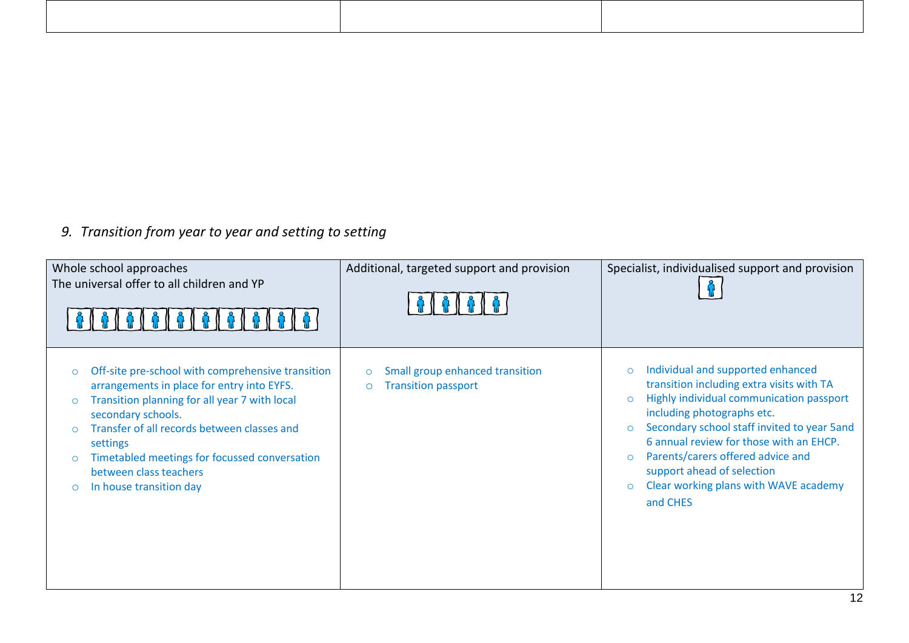| | | |
|---|---|---|

*9. Transition from year to year and setting to setting*

| Whole school approaches<br>The universal offer to all children and YP | Additional, targeted support and provision | Specialist, individualised support and provision |
|---|---|---|
| ○ Off-site pre-school with comprehensive transition arrangements in place for entry into EYFS.<br>○ Transition planning for all year 7 with local secondary schools.<br>○ Transfer of all records between classes and settings<br>○ Timetabled meetings for focussed conversation between class teachers<br>○ In house transition day | ○ Small group enhanced transition<br>○ Transition passport | ○ Individual and supported enhanced transition including extra visits with TA<br>○ Highly individual communication passport including photographs etc.<br>○ Secondary school staff invited to year 5and 6 annual review for those with an EHCP.<br>○ Parents/carers offered advice and support ahead of selection<br>○ Clear working plans with WAVE academy and CHES |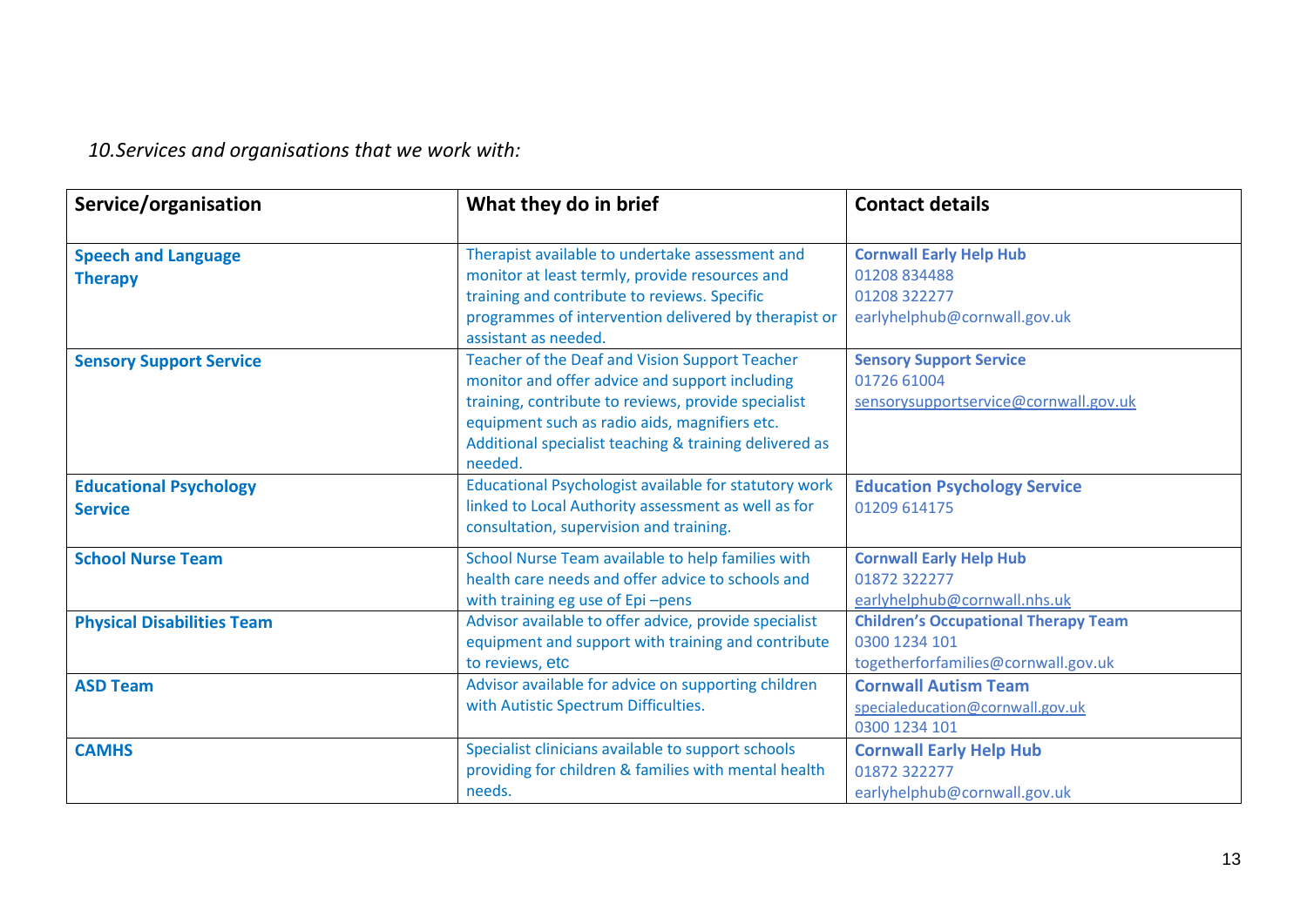*10.Services and organisations that we work with:*

| Service/organisation | What they do in brief | Contact details |
|---|---|---|
| **Speech and Language Therapy** | Therapist available to undertake assessment and monitor at least termly, provide resources and training and contribute to reviews. Specific programmes of intervention delivered by therapist or assistant as needed. | **Cornwall Early Help Hub**<br>01208 834488<br>01208 322277<br>earlyhelphub@cornwall.gov.uk |
| **Sensory Support Service** | Teacher of the Deaf and Vision Support Teacher monitor and offer advice and support including training, contribute to reviews, provide specialist equipment such as radio aids, magnifiers etc. Additional specialist teaching & training delivered as needed. | **Sensory Support Service**<br>01726 61004<br>sensorysupportservice@cornwall.gov.uk |
| **Educational Psychology Service** | Educational Psychologist available for statutory work linked to Local Authority assessment as well as for consultation, supervision and training. | **Education Psychology Service**<br>01209 614175 |
| **School Nurse Team** | School Nurse Team available to help families with health care needs and offer advice to schools and with training eg use of Epi –pens | **Cornwall Early Help Hub**<br>01872 322277<br>earlyhelphub@cornwall.nhs.uk |
| **Physical Disabilities Team** | Advisor available to offer advice, provide specialist equipment and support with training and contribute to reviews, etc | **Children's Occupational Therapy Team**<br>0300 1234 101<br>togetherforfamilies@cornwall.gov.uk |
| **ASD Team** | Advisor available for advice on supporting children with Autistic Spectrum Difficulties. | **Cornwall Autism Team**<br>specialeducation@cornwall.gov.uk<br>0300 1234 101 |
| **CAMHS** | Specialist clinicians available to support schools providing for children & families with mental health needs. | **Cornwall Early Help Hub**<br>01872 322277<br>earlyhelphub@cornwall.gov.uk |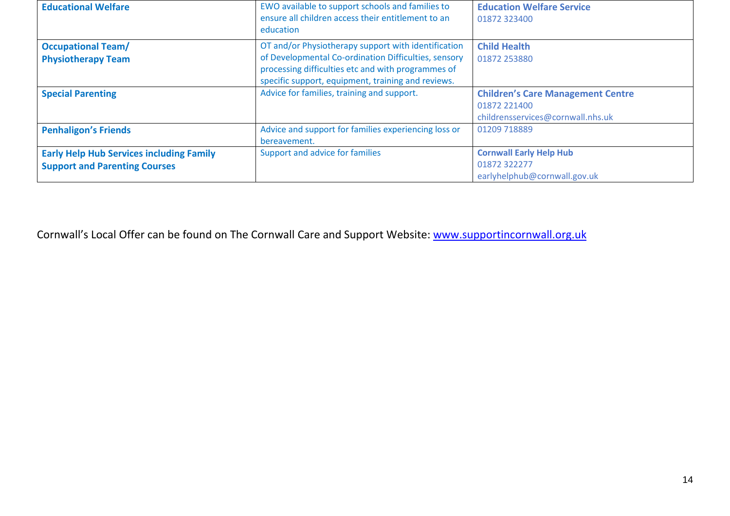| | | |
|---|---|---|
| **Educational Welfare** | EWO available to support schools and families to ensure all children access their entitlement to an education | **Education Welfare Service**<br>01872 323400 |
| **Occupational Team/ Physiotherapy Team** | OT and/or Physiotherapy support with identification of Developmental Co-ordination Difficulties, sensory processing difficulties etc and with programmes of specific support, equipment, training and reviews. | **Child Health**<br>01872 253880 |
| **Special Parenting** | Advice for families, training and support. | **Children's Care Management Centre**<br>01872 221400<br>childrensservices@cornwall.nhs.uk |
| **Penhaligon's Friends** | Advice and support for families experiencing loss or bereavement. | 01209 718889 |
| **Early Help Hub Services including Family Support and Parenting Courses** | Support and advice for families | **Cornwall Early Help Hub**<br>01872 322277<br>earlyhelphub@cornwall.gov.uk |

Cornwall's Local Offer can be found on The Cornwall Care and Support Website: [www.supportincornwall.org.uk](http://www.supportincornwall.org.uk)